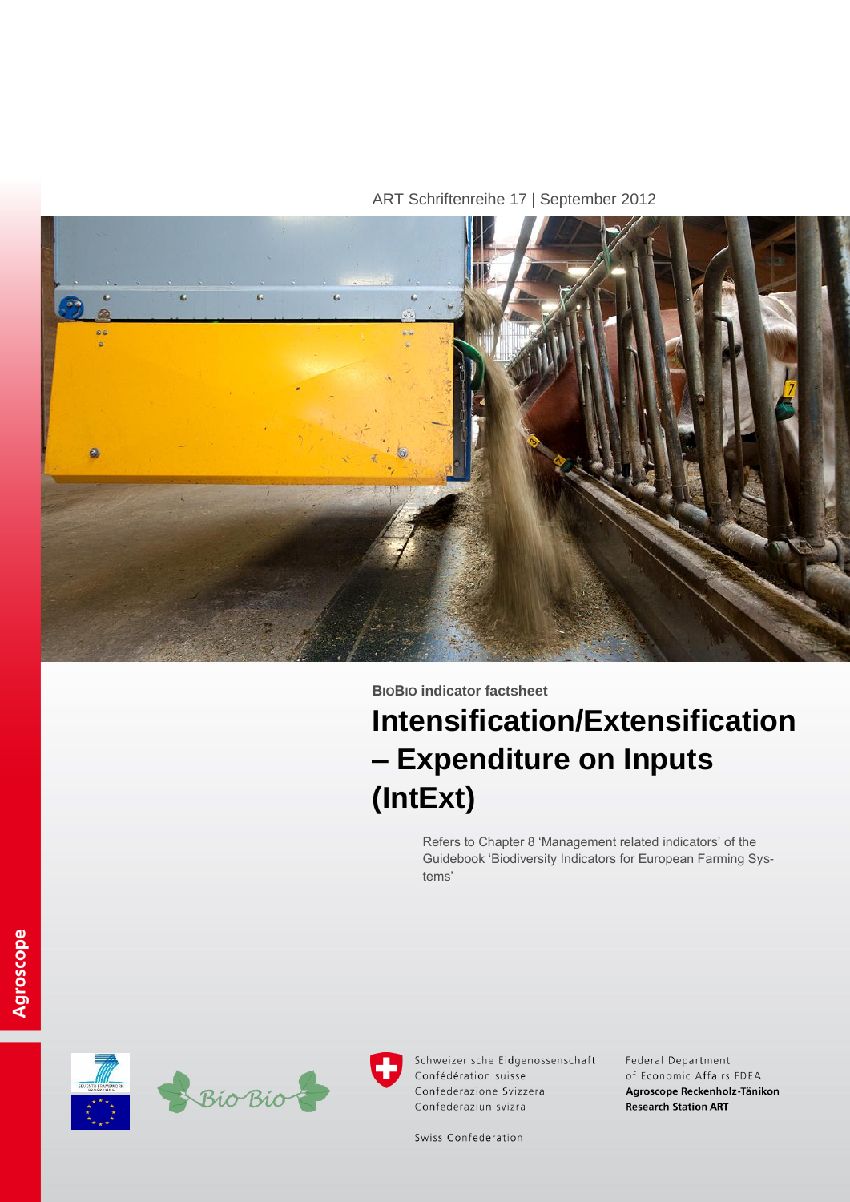ART Schriftenreihe 17 | September 2012

**BioBio indicator factsheet**

# Intensification/Extensification – Expenditure on Inputs (IntExt)

Refers to Chapter 8 'Management related indicators' of the Guidebook 'Biodiversity Indicators for European Farming Systems'

Schweizerische Eidgenossenschaft
Confédération suisse
Confederazione Svizzera
Confederaziun svizra

Swiss Confederation

Federal Department of Economic Affairs FDEA
**Agroscope Reckenholz-Tänikon Research Station ART**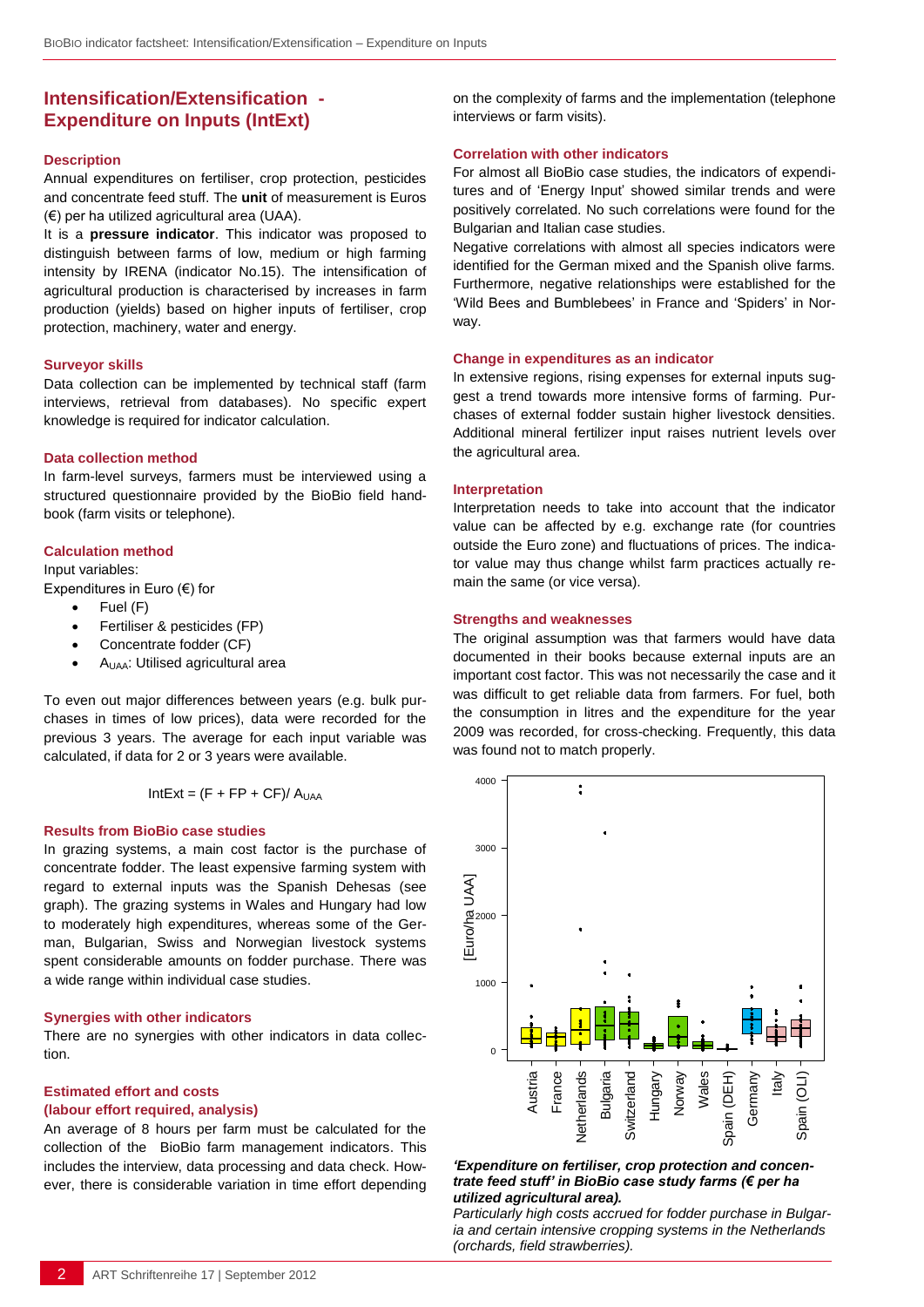## Intensification/Extensification - Expenditure on Inputs (IntExt)

### Description

Annual expenditures on fertiliser, crop protection, pesticides and concentrate feed stuff. The **unit** of measurement is Euros (€) per ha utilized agricultural area (UAA).

It is a **pressure indicator**. This indicator was proposed to distinguish between farms of low, medium or high farming intensity by IRENA (indicator No.15). The intensification of agricultural production is characterised by increases in farm production (yields) based on higher inputs of fertiliser, crop protection, machinery, water and energy.

### Surveyor skills

Data collection can be implemented by technical staff (farm interviews, retrieval from databases). No specific expert knowledge is required for indicator calculation.

### Data collection method

In farm-level surveys, farmers must be interviewed using a structured questionnaire provided by the BioBio field handbook (farm visits or telephone).

### Calculation method

Input variables:

Expenditures in Euro (€) for

- Fuel (F)
- Fertiliser & pesticides (FP)
- Concentrate fodder (CF)
- $A_{UAA}$: Utilised agricultural area

To even out major differences between years (e.g. bulk purchases in times of low prices), data were recorded for the previous 3 years. The average for each input variable was calculated, if data for 2 or 3 years were available.

$$IntExt = (F + FP + CF) / A_{UAA}$$

### Results from BioBio case studies

In grazing systems, a main cost factor is the purchase of concentrate fodder. The least expensive farming system with regard to external inputs was the Spanish Dehesas (see graph). The grazing systems in Wales and Hungary had low to moderately high expenditures, whereas some of the German, Bulgarian, Swiss and Norwegian livestock systems spent considerable amounts on fodder purchase. There was a wide range within individual case studies.

### Synergies with other indicators

There are no synergies with other indicators in data collection.

### Estimated effort and costs (labour effort required, analysis)

An average of 8 hours per farm must be calculated for the collection of the BioBio farm management indicators. This includes the interview, data processing and data check. However, there is considerable variation in time effort depending on the complexity of farms and the implementation (telephone interviews or farm visits).

### Correlation with other indicators

For almost all BioBio case studies, the indicators of expenditures and of 'Energy Input' showed similar trends and were positively correlated. No such correlations were found for the Bulgarian and Italian case studies.

Negative correlations with almost all species indicators were identified for the German mixed and the Spanish olive farms. Furthermore, negative relationships were established for the 'Wild Bees and Bumblebees' in France and 'Spiders' in Norway.

### Change in expenditures as an indicator

In extensive regions, rising expenses for external inputs suggest a trend towards more intensive forms of farming. Purchases of external fodder sustain higher livestock densities. Additional mineral fertilizer input raises nutrient levels over the agricultural area.

### Interpretation

Interpretation needs to take into account that the indicator value can be affected by e.g. exchange rate (for countries outside the Euro zone) and fluctuations of prices. The indicator value may thus change whilst farm practices actually remain the same (or vice versa).

### Strengths and weaknesses

The original assumption was that farmers would have data documented in their books because external inputs are an important cost factor. This was not necessarily the case and it was difficult to get reliable data from farmers. For fuel, both the consumption in litres and the expenditure for the year 2009 was recorded, for cross-checking. Frequently, this data was found not to match properly.

***'Expenditure on fertiliser, crop protection and concentrate feed stuff' in BioBio case study farms (€ per ha utilized agricultural area).***

*Particularly high costs accrued for fodder purchase in Bulgaria and certain intensive cropping systems in the Netherlands (orchards, field strawberries).*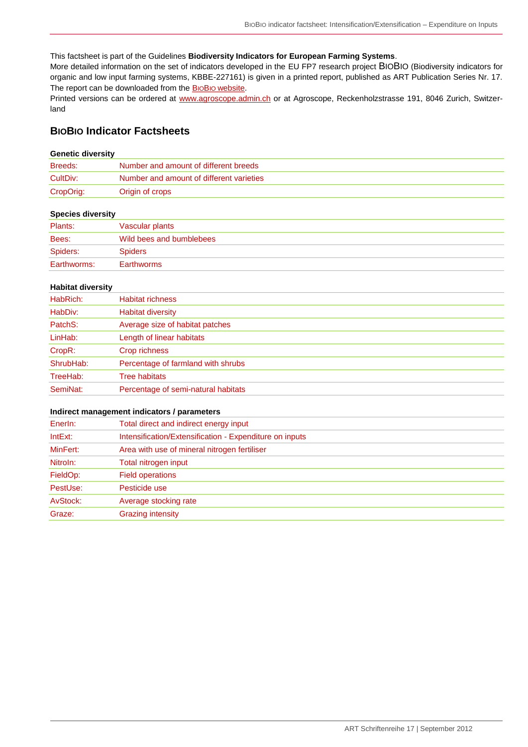This factsheet is part of the Guidelines **Biodiversity Indicators for European Farming Systems**.
More detailed information on the set of indicators developed in the EU FP7 research project BIOBIO (Biodiversity indicators for organic and low input farming systems, KBBE-227161) is given in a printed report, published as ART Publication Series Nr. 17. The report can be downloaded from the BIOBIO website.
Printed versions can be ordered at www.agroscope.admin.ch or at Agroscope, Reckenholzstrasse 191, 8046 Zurich, Switzerland

## BIOBIO Indicator Factsheets

**Genetic diversity**

| | |
|---|---|
| Breeds: | Number and amount of different breeds |
| CultDiv: | Number and amount of different varieties |
| CropOrig: | Origin of crops |

**Species diversity**

| | |
|---|---|
| Plants: | Vascular plants |
| Bees: | Wild bees and bumblebees |
| Spiders: | Spiders |
| Earthworms: | Earthworms |

**Habitat diversity**

| | |
|---|---|
| HabRich: | Habitat richness |
| HabDiv: | Habitat diversity |
| PatchS: | Average size of habitat patches |
| LinHab: | Length of linear habitats |
| CropR: | Crop richness |
| ShrubHab: | Percentage of farmland with shrubs |
| TreeHab: | Tree habitats |
| SemiNat: | Percentage of semi-natural habitats |

**Indirect management indicators / parameters**

| | |
|---|---|
| EnerIn: | Total direct and indirect energy input |
| IntExt: | Intensification/Extensification - Expenditure on inputs |
| MinFert: | Area with use of mineral nitrogen fertiliser |
| NitroIn: | Total nitrogen input |
| FieldOp: | Field operations |
| PestUse: | Pesticide use |
| AvStock: | Average stocking rate |
| Graze: | Grazing intensity |